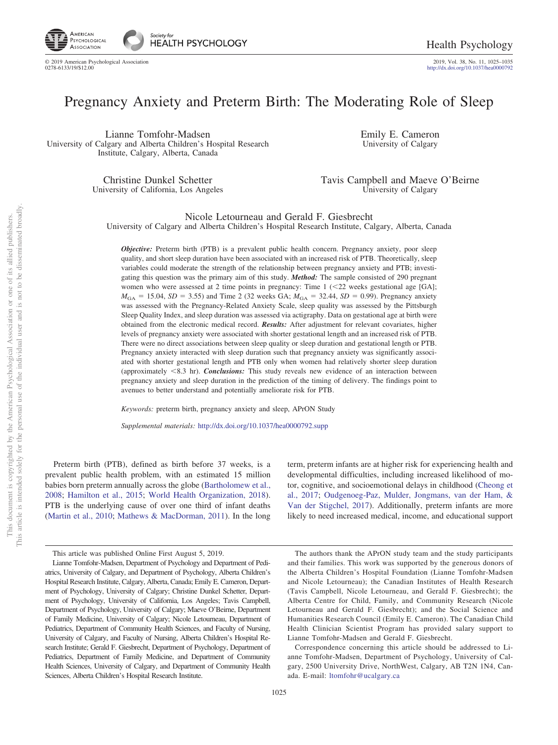# Pregnancy Anxiety and Preterm Birth: The Moderating Role of Sleep

Lianne Tomfohr-Madsen
University of Calgary and Alberta Children's Hospital Research Institute, Calgary, Alberta, Canada

Emily E. Cameron
University of Calgary

Christine Dunkel Schetter
University of California, Los Angeles

Tavis Campbell and Maeve O'Beirne
University of Calgary

Nicole Letourneau and Gerald F. Giesbrecht
University of Calgary and Alberta Children's Hospital Research Institute, Calgary, Alberta, Canada

***Objective:*** Preterm birth (PTB) is a prevalent public health concern. Pregnancy anxiety, poor sleep quality, and short sleep duration have been associated with an increased risk of PTB. Theoretically, sleep variables could moderate the strength of the relationship between pregnancy anxiety and PTB; investigating this question was the primary aim of this study. ***Method:*** The sample consisted of 290 pregnant women who were assessed at 2 time points in pregnancy: Time 1 (<22 weeks gestational age [GA]; $M_{GA} = 15.04$, $SD = 3.55$) and Time 2 (32 weeks GA; $M_{GA} = 32.44$, $SD = 0.99$). Pregnancy anxiety was assessed with the Pregnancy-Related Anxiety Scale, sleep quality was assessed by the Pittsburgh Sleep Quality Index, and sleep duration was assessed via actigraphy. Data on gestational age at birth were obtained from the electronic medical record. ***Results:*** After adjustment for relevant covariates, higher levels of pregnancy anxiety were associated with shorter gestational length and an increased risk of PTB. There were no direct associations between sleep quality or sleep duration and gestational length or PTB. Pregnancy anxiety interacted with sleep duration such that pregnancy anxiety was significantly associated with shorter gestational length and PTB only when women had relatively shorter sleep duration (approximately <8.3 hr). ***Conclusions:*** This study reveals new evidence of an interaction between pregnancy anxiety and sleep duration in the prediction of the timing of delivery. The findings point to avenues to better understand and potentially ameliorate risk for PTB.

*Keywords:* preterm birth, pregnancy anxiety and sleep, APrON Study

*Supplemental materials:* http://dx.doi.org/10.1037/hea0000792.supp

Preterm birth (PTB), defined as birth before 37 weeks, is a prevalent public health problem, with an estimated 15 million babies born preterm annually across the globe (Bartholomew et al., 2008; Hamilton et al., 2015; World Health Organization, 2018). PTB is the underlying cause of over one third of infant deaths (Martin et al., 2010; Mathews & MacDorman, 2011). In the long term, preterm infants are at higher risk for experiencing health and developmental difficulties, including increased likelihood of motor, cognitive, and socioemotional delays in childhood (Cheong et al., 2017; Oudgenoeg-Paz, Mulder, Jongmans, van der Ham, & Van der Stigchel, 2017). Additionally, preterm infants are more likely to need increased medical, income, and educational support

This article was published Online First August 5, 2019.

Lianne Tomfohr-Madsen, Department of Psychology and Department of Pediatrics, University of Calgary, and Department of Psychology, Alberta Children's Hospital Research Institute, Calgary, Alberta, Canada; Emily E. Cameron, Department of Psychology, University of Calgary; Christine Dunkel Schetter, Department of Psychology, University of California, Los Angeles; Tavis Campbell, Department of Psychology, University of Calgary; Maeve O'Beirne, Department of Family Medicine, University of Calgary; Nicole Letourneau, Department of Pediatrics, Department of Community Health Sciences, and Faculty of Nursing, University of Calgary, and Faculty of Nursing, Alberta Children's Hospital Research Institute; Gerald F. Giesbrecht, Department of Psychology, Department of Pediatrics, Department of Family Medicine, and Department of Community Health Sciences, University of Calgary, and Department of Community Health Sciences, Alberta Children's Hospital Research Institute.

The authors thank the APrON study team and the study participants and their families. This work was supported by the generous donors of the Alberta Children's Hospital Foundation (Lianne Tomfohr-Madsen and Nicole Letourneau); the Canadian Institutes of Health Research (Tavis Campbell, Nicole Letourneau, and Gerald F. Giesbrecht); the Alberta Centre for Child, Family, and Community Research (Nicole Letourneau and Gerald F. Giesbrecht); and the Social Science and Humanities Research Council (Emily E. Cameron). The Canadian Child Health Clinician Scientist Program has provided salary support to Lianne Tomfohr-Madsen and Gerald F. Giesbrecht.

Correspondence concerning this article should be addressed to Lianne Tomfohr-Madsen, Department of Psychology, University of Calgary, 2500 University Drive, NorthWest, Calgary, AB T2N 1N4, Canada. E-mail: ltomfohr@ucalgary.ca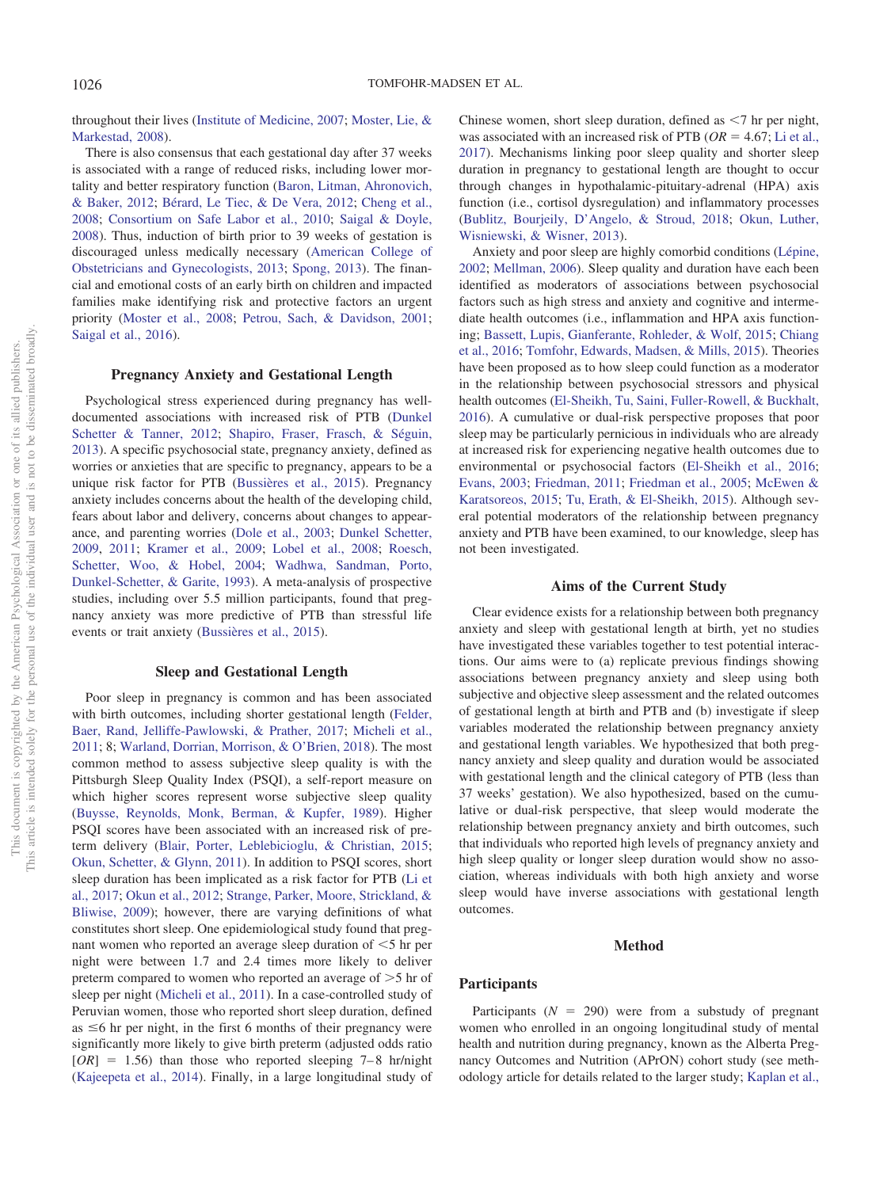throughout their lives (Institute of Medicine, 2007; Moster, Lie, & Markestad, 2008).

There is also consensus that each gestational day after 37 weeks is associated with a range of reduced risks, including lower mortality and better respiratory function (Baron, Litman, Ahronovich, & Baker, 2012; Bérard, Le Tiec, & De Vera, 2012; Cheng et al., 2008; Consortium on Safe Labor et al., 2010; Saigal & Doyle, 2008). Thus, induction of birth prior to 39 weeks of gestation is discouraged unless medically necessary (American College of Obstetricians and Gynecologists, 2013; Spong, 2013). The financial and emotional costs of an early birth on children and impacted families make identifying risk and protective factors an urgent priority (Moster et al., 2008; Petrou, Sach, & Davidson, 2001; Saigal et al., 2016).

## Pregnancy Anxiety and Gestational Length

Psychological stress experienced during pregnancy has well-documented associations with increased risk of PTB (Dunkel Schetter & Tanner, 2012; Shapiro, Fraser, Frasch, & Séguin, 2013). A specific psychosocial state, pregnancy anxiety, defined as worries or anxieties that are specific to pregnancy, appears to be a unique risk factor for PTB (Bussières et al., 2015). Pregnancy anxiety includes concerns about the health of the developing child, fears about labor and delivery, concerns about changes to appearance, and parenting worries (Dole et al., 2003; Dunkel Schetter, 2009, 2011; Kramer et al., 2009; Lobel et al., 2008; Roesch, Schetter, Woo, & Hobel, 2004; Wadhwa, Sandman, Porto, Dunkel-Schetter, & Garite, 1993). A meta-analysis of prospective studies, including over 5.5 million participants, found that pregnancy anxiety was more predictive of PTB than stressful life events or trait anxiety (Bussières et al., 2015).

## Sleep and Gestational Length

Poor sleep in pregnancy is common and has been associated with birth outcomes, including shorter gestational length (Felder, Baer, Rand, Jelliffe-Pawlowski, & Prather, 2017; Micheli et al., 2011; 8; Warland, Dorrian, Morrison, & O'Brien, 2018). The most common method to assess subjective sleep quality is with the Pittsburgh Sleep Quality Index (PSQI), a self-report measure on which higher scores represent worse subjective sleep quality (Buysse, Reynolds, Monk, Berman, & Kupfer, 1989). Higher PSQI scores have been associated with an increased risk of preterm delivery (Blair, Porter, Leblebicioglu, & Christian, 2015; Okun, Schetter, & Glynn, 2011). In addition to PSQI scores, short sleep duration has been implicated as a risk factor for PTB (Li et al., 2017; Okun et al., 2012; Strange, Parker, Moore, Strickland, & Bliwise, 2009); however, there are varying definitions of what constitutes short sleep. One epidemiological study found that pregnant women who reported an average sleep duration of <5 hr per night were between 1.7 and 2.4 times more likely to deliver preterm compared to women who reported an average of >5 hr of sleep per night (Micheli et al., 2011). In a case-controlled study of Peruvian women, those who reported short sleep duration, defined as ≤6 hr per night, in the first 6 months of their pregnancy were significantly more likely to give birth preterm (adjusted odds ratio [*OR*] = 1.56) than those who reported sleeping 7–8 hr/night (Kajeepeta et al., 2014). Finally, in a large longitudinal study of Chinese women, short sleep duration, defined as <7 hr per night, was associated with an increased risk of PTB (*OR* = 4.67; Li et al., 2017). Mechanisms linking poor sleep quality and shorter sleep duration in pregnancy to gestational length are thought to occur through changes in hypothalamic-pituitary-adrenal (HPA) axis function (i.e., cortisol dysregulation) and inflammatory processes (Bublitz, Bourjeily, D'Angelo, & Stroud, 2018; Okun, Luther, Wisniewski, & Wisner, 2013).

Anxiety and poor sleep are highly comorbid conditions (Lépine, 2002; Mellman, 2006). Sleep quality and duration have each been identified as moderators of associations between psychosocial factors such as high stress and anxiety and cognitive and intermediate health outcomes (i.e., inflammation and HPA axis functioning; Bassett, Lupis, Gianferante, Rohleder, & Wolf, 2015; Chiang et al., 2016; Tomfohr, Edwards, Madsen, & Mills, 2015). Theories have been proposed as to how sleep could function as a moderator in the relationship between psychosocial stressors and physical health outcomes (El-Sheikh, Tu, Saini, Fuller-Rowell, & Buckhalt, 2016). A cumulative or dual-risk perspective proposes that poor sleep may be particularly pernicious in individuals who are already at increased risk for experiencing negative health outcomes due to environmental or psychosocial factors (El-Sheikh et al., 2016; Evans, 2003; Friedman, 2011; Friedman et al., 2005; McEwen & Karatsoreos, 2015; Tu, Erath, & El-Sheikh, 2015). Although several potential moderators of the relationship between pregnancy anxiety and PTB have been examined, to our knowledge, sleep has not been investigated.

## Aims of the Current Study

Clear evidence exists for a relationship between both pregnancy anxiety and sleep with gestational length at birth, yet no studies have investigated these variables together to test potential interactions. Our aims were to (a) replicate previous findings showing associations between pregnancy anxiety and sleep using both subjective and objective sleep assessment and the related outcomes of gestational length at birth and PTB and (b) investigate if sleep variables moderated the relationship between pregnancy anxiety and gestational length variables. We hypothesized that both pregnancy anxiety and sleep quality and duration would be associated with gestational length and the clinical category of PTB (less than 37 weeks' gestation). We also hypothesized, based on the cumulative or dual-risk perspective, that sleep would moderate the relationship between pregnancy anxiety and birth outcomes, such that individuals who reported high levels of pregnancy anxiety and high sleep quality or longer sleep duration would show no association, whereas individuals with both high anxiety and worse sleep would have inverse associations with gestational length outcomes.

# Method

## Participants

Participants (*N* = 290) were from a substudy of pregnant women who enrolled in an ongoing longitudinal study of mental health and nutrition during pregnancy, known as the Alberta Pregnancy Outcomes and Nutrition (APrON) cohort study (see methodology article for details related to the larger study; Kaplan et al.,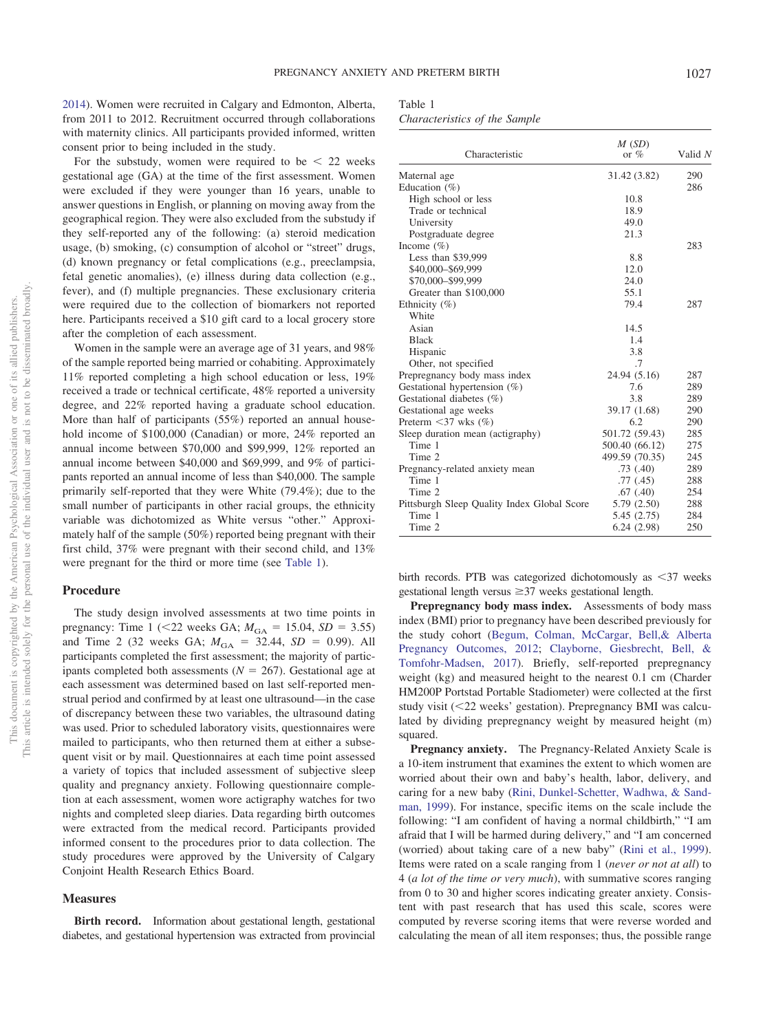2014). Women were recruited in Calgary and Edmonton, Alberta, from 2011 to 2012. Recruitment occurred through collaborations with maternity clinics. All participants provided informed, written consent prior to being included in the study.

For the substudy, women were required to be < 22 weeks gestational age (GA) at the time of the first assessment. Women were excluded if they were younger than 16 years, unable to answer questions in English, or planning on moving away from the geographical region. They were also excluded from the substudy if they self-reported any of the following: (a) steroid medication usage, (b) smoking, (c) consumption of alcohol or "street" drugs, (d) known pregnancy or fetal complications (e.g., preeclampsia, fetal genetic anomalies), (e) illness during data collection (e.g., fever), and (f) multiple pregnancies. These exclusionary criteria were required due to the collection of biomarkers not reported here. Participants received a $10 gift card to a local grocery store after the completion of each assessment.

Women in the sample were an average age of 31 years, and 98% of the sample reported being married or cohabiting. Approximately 11% reported completing a high school education or less, 19% received a trade or technical certificate, 48% reported a university degree, and 22% reported having a graduate school education. More than half of participants (55%) reported an annual household income of $100,000 (Canadian) or more, 24% reported an annual income between $70,000 and $99,999, 12% reported an annual income between $40,000 and $69,999, and 9% of participants reported an annual income of less than $40,000. The sample primarily self-reported that they were White (79.4%); due to the small number of participants in other racial groups, the ethnicity variable was dichotomized as White versus "other." Approximately half of the sample (50%) reported being pregnant with their first child, 37% were pregnant with their second child, and 13% were pregnant for the third or more time (see Table 1).

Table 1
*Characteristics of the Sample*

| Characteristic | *M* (*SD*) or % | Valid *N* |
|---|---|---|
| Maternal age | 31.42 (3.82) | 290 |
| Education (%) | | 286 |
| High school or less | 10.8 | |
| Trade or technical | 18.9 | |
| University | 49.0 | |
| Postgraduate degree | 21.3 | |
| Income (%) | | 283 |
| Less than $39,999 | 8.8 | |
| $40,000–$69,999 | 12.0 | |
| $70,000–$99,999 | 24.0 | |
| Greater than $100,000 | 55.1 | |
| Ethnicity (%) | 79.4 | 287 |
| White | | |
| Asian | 14.5 | |
| Black | 1.4 | |
| Hispanic | 3.8 | |
| Other, not specified | .7 | |
| Prepregnancy body mass index | 24.94 (5.16) | 287 |
| Gestational hypertension (%) | 7.6 | 289 |
| Gestational diabetes (%) | 3.8 | 289 |
| Gestational age weeks | 39.17 (1.68) | 290 |
| Preterm <37 wks (%) | 6.2 | 290 |
| Sleep duration mean (actigraphy) | 501.72 (59.43) | 285 |
| Time 1 | 500.40 (66.12) | 275 |
| Time 2 | 499.59 (70.35) | 245 |
| Pregnancy-related anxiety mean | .73 (.40) | 289 |
| Time 1 | .77 (.45) | 288 |
| Time 2 | .67 (.40) | 254 |
| Pittsburgh Sleep Quality Index Global Score | 5.79 (2.50) | 288 |
| Time 1 | 5.45 (2.75) | 284 |
| Time 2 | 6.24 (2.98) | 250 |

## Procedure

The study design involved assessments at two time points in pregnancy: Time 1 (<22 weeks GA; $M_{GA} = 15.04$, $SD = 3.55$) and Time 2 (32 weeks GA; $M_{GA} = 32.44$, $SD = 0.99$). All participants completed the first assessment; the majority of participants completed both assessments ($N = 267$). Gestational age at each assessment was determined based on last self-reported menstrual period and confirmed by at least one ultrasound—in the case of discrepancy between these two variables, the ultrasound dating was used. Prior to scheduled laboratory visits, questionnaires were mailed to participants, who then returned them at either a subsequent visit or by mail. Questionnaires at each time point assessed a variety of topics that included assessment of subjective sleep quality and pregnancy anxiety. Following questionnaire completion at each assessment, women wore actigraphy watches for two nights and completed sleep diaries. Data regarding birth outcomes were extracted from the medical record. Participants provided informed consent to the procedures prior to data collection. The study procedures were approved by the University of Calgary Conjoint Health Research Ethics Board.

## Measures

**Birth record.** Information about gestational length, gestational diabetes, and gestational hypertension was extracted from provincial birth records. PTB was categorized dichotomously as <37 weeks gestational length versus ≥37 weeks gestational length.

**Prepregnancy body mass index.** Assessments of body mass index (BMI) prior to pregnancy have been described previously for the study cohort (Begum, Colman, McCargar, Bell,& Alberta Pregnancy Outcomes, 2012; Clayborne, Giesbrecht, Bell, & Tomfohr-Madsen, 2017). Briefly, self-reported prepregnancy weight (kg) and measured height to the nearest 0.1 cm (Charder HM200P Portstad Portable Stadiometer) were collected at the first study visit (<22 weeks' gestation). Prepregnancy BMI was calculated by dividing prepregnancy weight by measured height (m) squared.

**Pregnancy anxiety.** The Pregnancy-Related Anxiety Scale is a 10-item instrument that examines the extent to which women are worried about their own and baby's health, labor, delivery, and caring for a new baby (Rini, Dunkel-Schetter, Wadhwa, & Sandman, 1999). For instance, specific items on the scale include the following: "I am confident of having a normal childbirth," "I am afraid that I will be harmed during delivery," and "I am concerned (worried) about taking care of a new baby" (Rini et al., 1999). Items were rated on a scale ranging from 1 (*never or not at all*) to 4 (*a lot of the time or very much*), with summative scores ranging from 0 to 30 and higher scores indicating greater anxiety. Consistent with past research that has used this scale, scores were computed by reverse scoring items that were reverse worded and calculating the mean of all item responses; thus, the possible range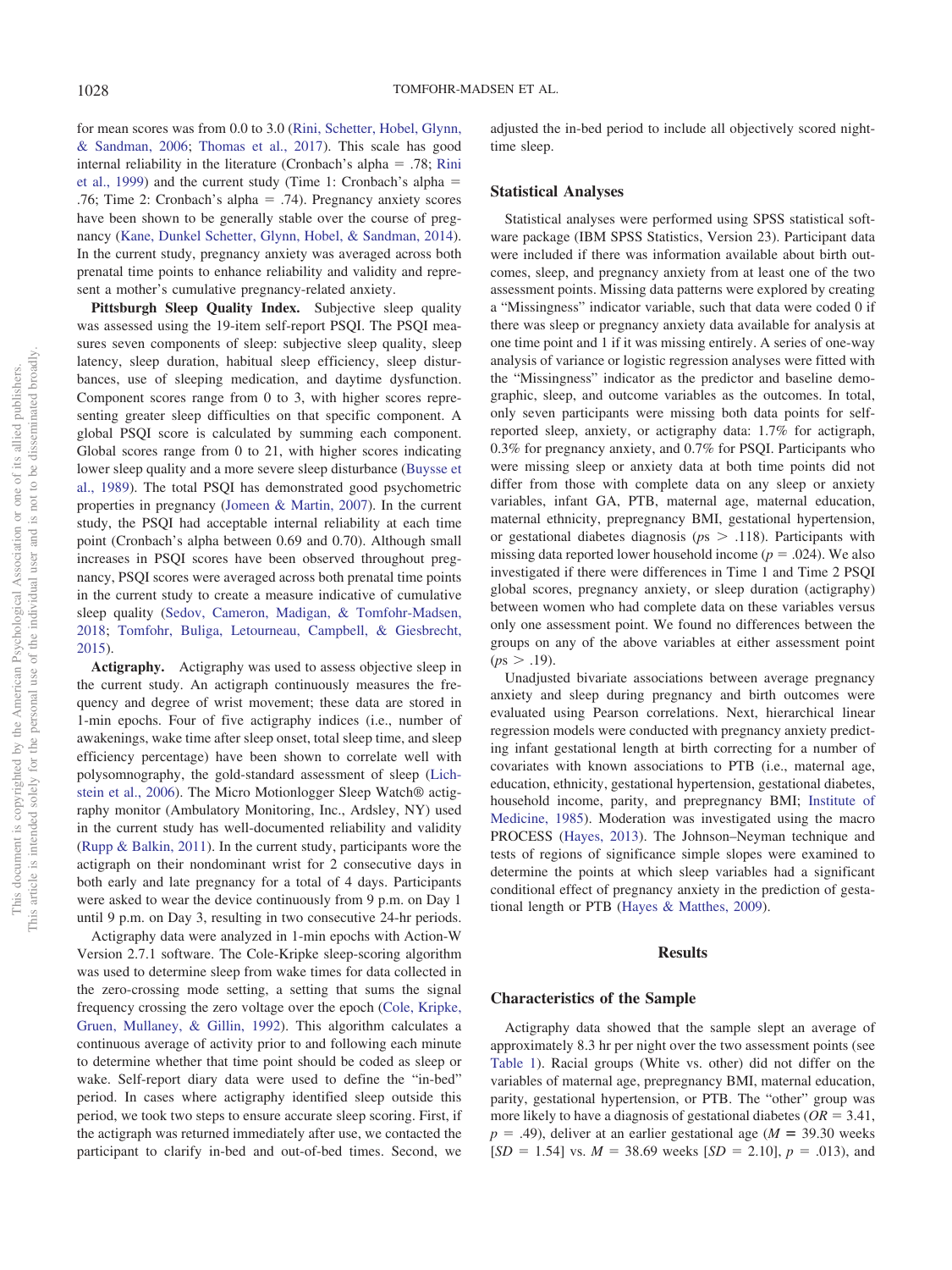for mean scores was from 0.0 to 3.0 (Rini, Schetter, Hobel, Glynn, & Sandman, 2006; Thomas et al., 2017). This scale has good internal reliability in the literature (Cronbach's alpha = .78; Rini et al., 1999) and the current study (Time 1: Cronbach's alpha = .76; Time 2: Cronbach's alpha = .74). Pregnancy anxiety scores have been shown to be generally stable over the course of pregnancy (Kane, Dunkel Schetter, Glynn, Hobel, & Sandman, 2014). In the current study, pregnancy anxiety was averaged across both prenatal time points to enhance reliability and validity and represent a mother's cumulative pregnancy-related anxiety.

**Pittsburgh Sleep Quality Index.** Subjective sleep quality was assessed using the 19-item self-report PSQI. The PSQI measures seven components of sleep: subjective sleep quality, sleep latency, sleep duration, habitual sleep efficiency, sleep disturbances, use of sleeping medication, and daytime dysfunction. Component scores range from 0 to 3, with higher scores representing greater sleep difficulties on that specific component. A global PSQI score is calculated by summing each component. Global scores range from 0 to 21, with higher scores indicating lower sleep quality and a more severe sleep disturbance (Buysse et al., 1989). The total PSQI has demonstrated good psychometric properties in pregnancy (Jomeen & Martin, 2007). In the current study, the PSQI had acceptable internal reliability at each time point (Cronbach's alpha between 0.69 and 0.70). Although small increases in PSQI scores have been observed throughout pregnancy, PSQI scores were averaged across both prenatal time points in the current study to create a measure indicative of cumulative sleep quality (Sedov, Cameron, Madigan, & Tomfohr-Madsen, 2018; Tomfohr, Buliga, Letourneau, Campbell, & Giesbrecht, 2015).

**Actigraphy.** Actigraphy was used to assess objective sleep in the current study. An actigraph continuously measures the frequency and degree of wrist movement; these data are stored in 1-min epochs. Four of five actigraphy indices (i.e., number of awakenings, wake time after sleep onset, total sleep time, and sleep efficiency percentage) have been shown to correlate well with polysomnography, the gold-standard assessment of sleep (Lichstein et al., 2006). The Micro Motionlogger Sleep Watch® actigraphy monitor (Ambulatory Monitoring, Inc., Ardsley, NY) used in the current study has well-documented reliability and validity (Rupp & Balkin, 2011). In the current study, participants wore the actigraph on their nondominant wrist for 2 consecutive days in both early and late pregnancy for a total of 4 days. Participants were asked to wear the device continuously from 9 p.m. on Day 1 until 9 p.m. on Day 3, resulting in two consecutive 24-hr periods.

Actigraphy data were analyzed in 1-min epochs with Action-W Version 2.7.1 software. The Cole-Kripke sleep-scoring algorithm was used to determine sleep from wake times for data collected in the zero-crossing mode setting, a setting that sums the signal frequency crossing the zero voltage over the epoch (Cole, Kripke, Gruen, Mullaney, & Gillin, 1992). This algorithm calculates a continuous average of activity prior to and following each minute to determine whether that time point should be coded as sleep or wake. Self-report diary data were used to define the "in-bed" period. In cases where actigraphy identified sleep outside this period, we took two steps to ensure accurate sleep scoring. First, if the actigraph was returned immediately after use, we contacted the participant to clarify in-bed and out-of-bed times. Second, we adjusted the in-bed period to include all objectively scored nighttime sleep.

## Statistical Analyses

Statistical analyses were performed using SPSS statistical software package (IBM SPSS Statistics, Version 23). Participant data were included if there was information available about birth outcomes, sleep, and pregnancy anxiety from at least one of the two assessment points. Missing data patterns were explored by creating a "Missingness" indicator variable, such that data were coded 0 if there was sleep or pregnancy anxiety data available for analysis at one time point and 1 if it was missing entirely. A series of one-way analysis of variance or logistic regression analyses were fitted with the "Missingness" indicator as the predictor and baseline demographic, sleep, and outcome variables as the outcomes. In total, only seven participants were missing both data points for self-reported sleep, anxiety, or actigraphy data: 1.7% for actigraph, 0.3% for pregnancy anxiety, and 0.7% for PSQI. Participants who were missing sleep or anxiety data at both time points did not differ from those with complete data on any sleep or anxiety variables, initial GA, PTB, maternal age, maternal education, maternal ethnicity, prepregnancy BMI, gestational hypertension, or gestational diabetes diagnosis ($ps > .118$). Participants with missing data reported lower household income ($p = .024$). We also investigated if there were differences in Time 1 and Time 2 PSQI global scores, pregnancy anxiety, or sleep duration (actigraphy) between women who had complete data on these variables versus only one assessment point. We found no differences between the groups on any of the above variables at either assessment point ($ps > .19$).

Unadjusted bivariate associations between average pregnancy anxiety and sleep during pregnancy and birth outcomes were evaluated using Pearson correlations. Next, hierarchical linear regression models were conducted with pregnancy anxiety predicting infant gestational length at birth correcting for a number of covariates with known associations to PTB (i.e., maternal age, education, ethnicity, gestational hypertension, gestational diabetes, household income, parity, and prepregnancy BMI; Institute of Medicine, 1985). Moderation was investigated using the macro PROCESS (Hayes, 2013). The Johnson–Neyman technique and tests of regions of significance simple slopes were examined to determine the points at which sleep variables had a significant conditional effect of pregnancy anxiety in the prediction of gestational length or PTB (Hayes & Matthes, 2009).

# Results

## Characteristics of the Sample

Actigraphy data showed that the sample slept an average of approximately 8.3 hr per night over the two assessment points (see Table 1). Racial groups (White vs. other) did not differ on the variables of maternal age, prepregnancy BMI, maternal education, parity, gestational hypertension, or PTB. The "other" group was more likely to have a diagnosis of gestational diabetes ($OR = 3.41$, $p = .49$), deliver at an earlier gestational age ($M = 39.30$ weeks [$SD = 1.54$] vs. $M = 38.69$ weeks [$SD = 2.10$], $p = .013$), and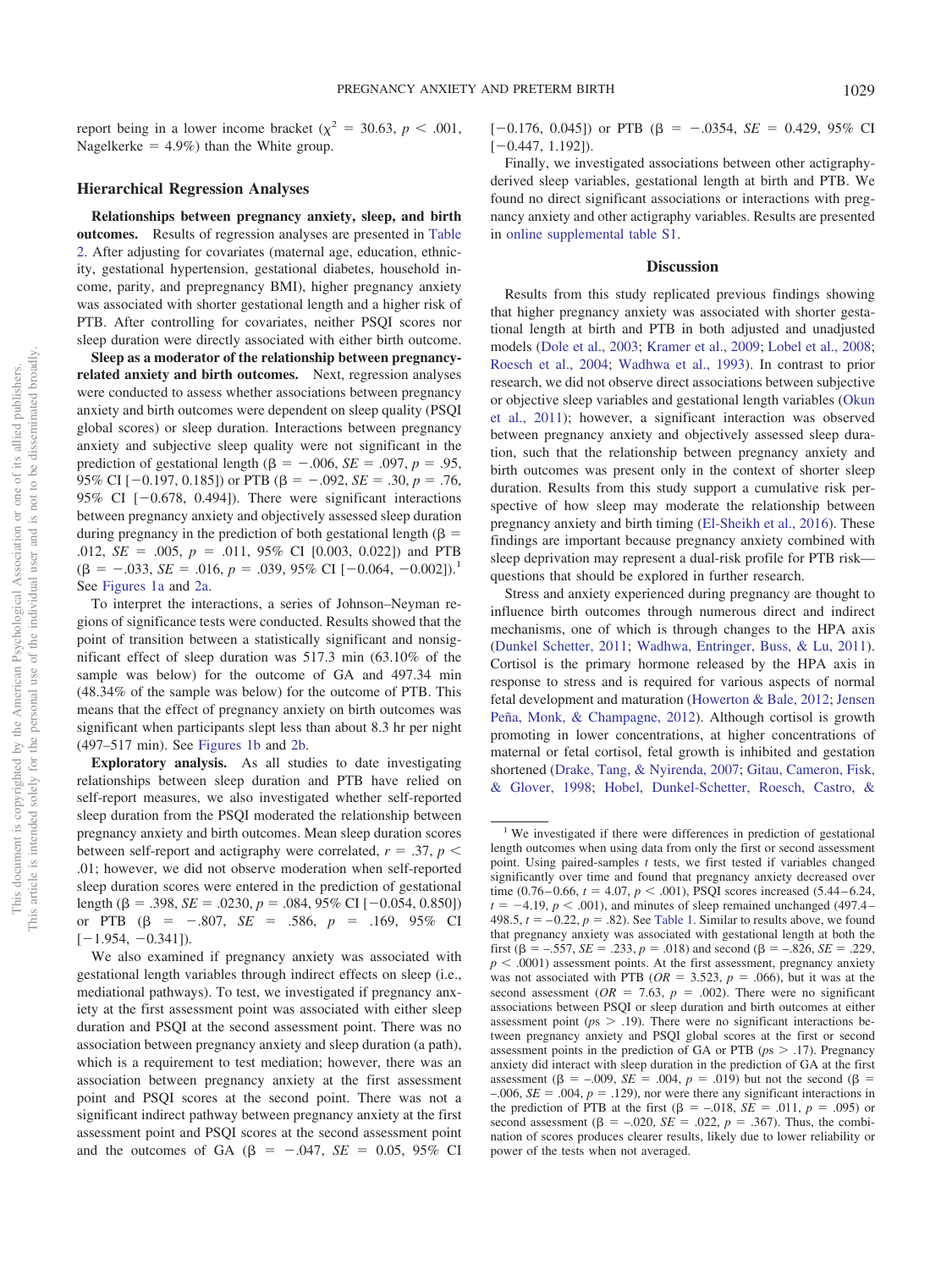report being in a lower income bracket ($\chi^2 = 30.63$, $p < .001$, Nagelkerke = 4.9%) than the White group.

## Hierarchical Regression Analyses

**Relationships between pregnancy anxiety, sleep, and birth outcomes.** Results of regression analyses are presented in Table 2. After adjusting for covariates (maternal age, education, ethnicity, gestational hypertension, gestational diabetes, household income, parity, and prepregnancy BMI), higher pregnancy anxiety was associated with shorter gestational length and a higher risk of PTB. After controlling for covariates, neither PSQI scores nor sleep duration were directly associated with either birth outcome.

**Sleep as a moderator of the relationship between pregnancy-related anxiety and birth outcomes.** Next, regression analyses were conducted to assess whether associations between pregnancy anxiety and birth outcomes were dependent on sleep quality (PSQI global scores) or sleep duration. Interactions between pregnancy anxiety and subjective sleep quality were not significant in the prediction of gestational length ($\beta = -.006$, $SE = .097$, $p = .95$, 95% CI [−0.197, 0.185]) or PTB ($\beta = -.092$, $SE = .30$, $p = .76$, 95% CI [−0.678, 0.494]). There were significant interactions between pregnancy anxiety and objectively assessed sleep duration during pregnancy in the prediction of both gestational length ($\beta = .012$, $SE = .005$, $p = .011$, 95% CI [0.003, 0.022]) and PTB ($\beta = -.033$, $SE = .016$, $p = .039$, 95% CI [−0.064, −0.002]).[1] See Figures 1a and 2a.

To interpret the interactions, a series of Johnson–Neyman regions of significance tests were conducted. Results showed that the point of transition between a statistically significant and nonsignificant effect of sleep duration was 517.3 min (63.10% of the sample was below) for the outcome of GA and 497.34 min (48.34% of the sample was below) for the outcome of PTB. This means that the effect of pregnancy anxiety on birth outcomes was significant when participants slept less than about 8.3 hr per night (497–517 min). See Figures 1b and 2b.

**Exploratory analysis.** As all studies to date investigating relationships between sleep duration and PTB have relied on self-report measures, we also investigated whether self-reported sleep duration from the PSQI moderated the relationship between pregnancy anxiety and birth outcomes. Mean sleep duration scores between self-report and actigraphy were correlated, $r = .37$, $p < .01$; however, we did not observe moderation when self-reported sleep duration scores were entered in the prediction of gestational length ($\beta = .398$, $SE = .0230$, $p = .084$, 95% CI [−0.054, 0.850]) or PTB ($\beta = -.807$, $SE = .586$, $p = .169$, 95% CI [−1.954, −0.341]).

We also examined if pregnancy anxiety was associated with gestational length variables through indirect effects on sleep (i.e., mediational pathways). To test, we investigated if pregnancy anxiety at the first assessment point was associated with either sleep duration and PSQI at the second assessment point. There was no association between pregnancy anxiety and sleep duration (a path), which is a requirement to test mediation; however, there was an association between pregnancy anxiety at the first assessment point and PSQI scores at the second point. There was not a significant indirect pathway between pregnancy anxiety at the first assessment point and PSQI scores at the second assessment point and the outcomes of GA ($\beta = -.047$, $SE = 0.05$, 95% CI [−0.176, 0.045]) or PTB ($\beta = -.0354$, $SE = 0.429$, 95% CI [−0.447, 1.192]).

Finally, we investigated associations between other actigraphy-derived sleep variables, gestational length at birth and PTB. We found no direct significant associations or interactions with pregnancy anxiety and other actigraphy variables. Results are presented in online supplemental table S1.

## Discussion

Results from this study replicated previous findings showing that higher pregnancy anxiety was associated with shorter gestational length at birth and PTB in both adjusted and unadjusted models (Dole et al., 2003; Kramer et al., 2009; Lobel et al., 2008; Roesch et al., 2004; Wadhwa et al., 1993). In contrast to prior research, we did not observe direct associations between subjective or objective sleep variables and gestational length variables (Okun et al., 2011); however, a significant interaction was observed between pregnancy anxiety and objectively assessed sleep duration, such that the relationship between pregnancy anxiety and birth outcomes was present only in the context of shorter sleep duration. Results from this study support a cumulative risk perspective of how sleep may moderate the relationship between pregnancy anxiety and birth timing (El-Sheikh et al., 2016). These findings are important because pregnancy anxiety combined with sleep deprivation may represent a dual-risk profile for PTB risk—questions that should be explored in further research.

Stress and anxiety experienced during pregnancy are thought to influence birth outcomes through numerous direct and indirect mechanisms, one of which is through changes to the HPA axis (Dunkel Schetter, 2011; Wadhwa, Entringer, Buss, & Lu, 2011). Cortisol is the primary hormone released by the HPA axis in response to stress and is required for various aspects of normal fetal development and maturation (Howerton & Bale, 2012; Jensen Peña, Monk, & Champagne, 2012). Although cortisol is growth promoting in lower concentrations, at higher concentrations of maternal or fetal cortisol, fetal growth is inhibited and gestation shortened (Drake, Tang, & Nyirenda, 2007; Gitau, Cameron, Fisk, & Glover, 1998; Hobel, Dunkel-Schetter, Roesch, Castro, &

---

[1] We investigated if there were differences in prediction of gestational length outcomes when using data from only the first or second assessment point. Using paired-samples $t$ tests, we first tested if variables changed significantly over time and found that pregnancy anxiety decreased over time (0.76–0.66, $t = 4.07$, $p < .001$), PSQI scores increased (5.44–6.24, $t = -4.19$, $p < .001$), and minutes of sleep remained unchanged (497.4–498.5, $t = -0.22$, $p = .82$). See Table 1. Similar to results above, we found that pregnancy anxiety was associated with gestational length at both the first ($\beta = -.557$, $SE = .233$, $p = .018$) and second ($\beta = -.826$, $SE = .229$, $p < .0001$) assessment points. At the first assessment, pregnancy anxiety was not associated with PTB ($OR = 3.523$, $p = .066$), but it was at the second assessment ($OR = 7.63$, $p = .002$). There were no significant associations between PSQI or sleep duration and birth outcomes at either assessment point ($ps > .19$). There were no significant interactions between pregnancy anxiety and PSQI global scores at the first or second assessment points in the prediction of GA or PTB ($ps > .17$). Pregnancy anxiety did interact with sleep duration in the prediction of GA at the first assessment ($\beta = -.009$, $SE = .004$, $p = .019$) but not the second ($\beta = -.006$, $SE = .004$, $p = .129$), nor were there any significant interactions in the prediction of PTB at the first ($\beta = -.018$, $SE = .011$, $p = .095$) or second assessment ($\beta = -.020$, $SE = .022$, $p = .367$). Thus, the combination of scores produces clearer results, likely due to lower reliability or power of the tests when not averaged.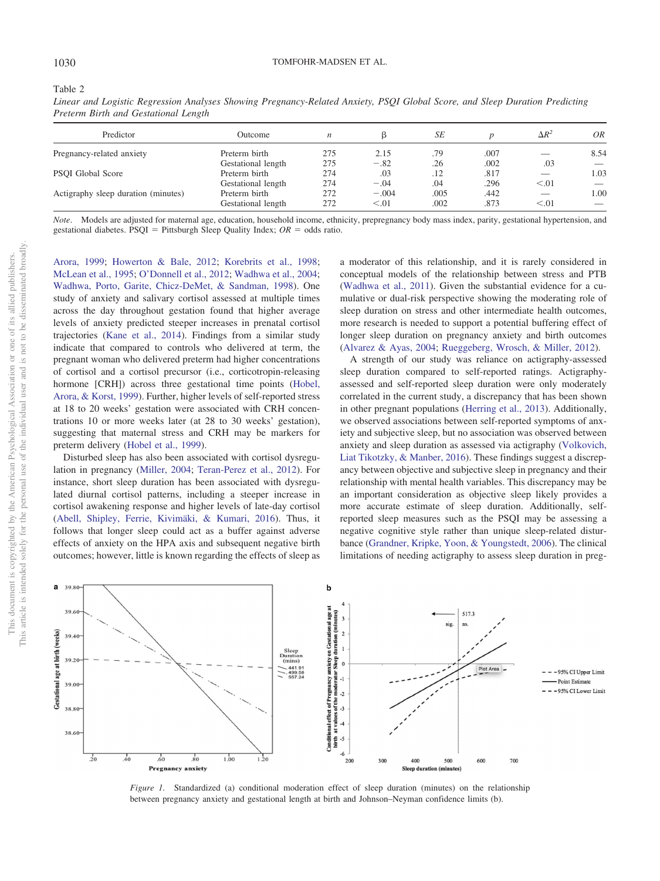Table 2
*Linear and Logistic Regression Analyses Showing Pregnancy-Related Anxiety, PSQI Global Score, and Sleep Duration Predicting Preterm Birth and Gestational Length*

| Predictor | Outcome | $n$ | β | $SE$ | $p$ | $\Delta R^2$ | $OR$ |
|---|---|---|---|---|---|---|---|
| Pregnancy-related anxiety | Preterm birth | 275 | 2.15 | .79 | .007 | — | 8.54 |
| | Gestational length | 275 | −.82 | .26 | .002 | .03 | — |
| PSQI Global Score | Preterm birth | 274 | .03 | .12 | .817 | — | 1.03 |
| | Gestational length | 274 | −.04 | .04 | .296 | <.01 | — |
| Actigraphy sleep duration (minutes) | Preterm birth | 272 | −.004 | .005 | .442 | — | 1.00 |
| | Gestational length | 272 | <.01 | .002 | .873 | <.01 | — |

*Note*. Models are adjusted for maternal age, education, household income, ethnicity, prepregnancy body mass index, parity, gestational hypertension, and gestational diabetes. PSQI = Pittsburgh Sleep Quality Index; $OR$ = odds ratio.

Arora, 1999; Howerton & Bale, 2012; Korebrits et al., 1998; McLean et al., 1995; O'Donnell et al., 2012; Wadhwa et al., 2004; Wadhwa, Porto, Garite, Chicz-DeMet, & Sandman, 1998). One study of anxiety and salivary cortisol assessed at multiple times across the day throughout gestation found that higher average levels of anxiety predicted steeper increases in prenatal cortisol trajectories (Kane et al., 2014). Findings from a similar study indicate that compared to controls who delivered at term, the pregnant woman who delivered preterm had higher concentrations of cortisol and a cortisol precursor (i.e., corticotropin-releasing hormone [CRH]) across three gestational time points (Hobel, Arora, & Korst, 1999). Further, higher levels of self-reported stress at 18 to 20 weeks' gestation were associated with CRH concentrations 10 or more weeks later (at 28 to 30 weeks' gestation), suggesting that maternal stress and CRH may be markers for preterm delivery (Hobel et al., 1999).

Disturbed sleep has also been associated with cortisol dysregulation in pregnancy (Miller, 2004; Teran-Perez et al., 2012). For instance, short sleep duration has been associated with dysregulated diurnal cortisol patterns, including a steeper increase in cortisol awakening response and higher levels of late-day cortisol (Abell, Shipley, Ferrie, Kivimäki, & Kumari, 2016). Thus, it follows that longer sleep could act as a buffer against adverse effects of anxiety on the HPA axis and subsequent negative birth outcomes; however, little is known regarding the effects of sleep as a moderator of this relationship, and it is rarely considered in conceptual models of the relationship between stress and PTB (Wadhwa et al., 2011). Given the substantial evidence for a cumulative or dual-risk perspective showing the moderating role of sleep duration on stress and other intermediate health outcomes, more research is needed to support a potential buffering effect of longer sleep duration on pregnancy anxiety and birth outcomes (Alvarez & Ayas, 2004; Rueggeberg, Wrosch, & Miller, 2012).

A strength of our study was reliance on actigraphy-assessed sleep duration compared to self-reported ratings. Actigraphy-assessed and self-reported sleep duration were only moderately correlated in the current study, a discrepancy that has been shown in other pregnant populations (Herring et al., 2013). Additionally, we observed associations between self-reported symptoms of anxiety and subjective sleep, but no association was observed between anxiety and sleep duration as assessed via actigraphy (Volkovich, Liat Tikotzky, & Manber, 2016). These findings suggest a discrepancy between objective and subjective sleep in pregnancy and their relationship with mental health variables. This discrepancy may be an important consideration as objective sleep likely provides a more accurate estimate of sleep duration. Additionally, self-reported sleep measures such as the PSQI may be assessing a negative cognitive style rather than unique sleep-related disturbance (Grandner, Kripke, Yoon, & Youngstedt, 2006). The clinical limitations of needing actigraphy to assess sleep duration in preg-

*Figure 1*. Standardized (a) conditional moderation effect of sleep duration (minutes) on the relationship between pregnancy anxiety and gestational length at birth and Johnson–Neyman confidence limits (b).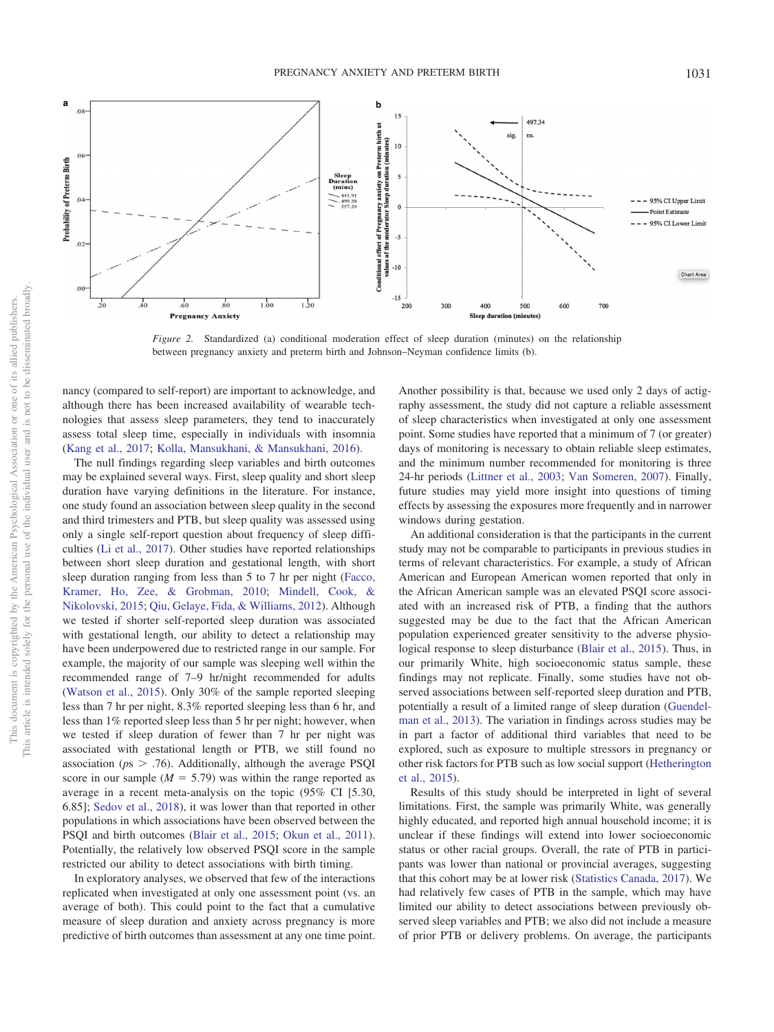*Figure 2.* Standardized (a) conditional moderation effect of sleep duration (minutes) on the relationship between pregnancy anxiety and preterm birth and Johnson–Neyman confidence limits (b).

nancy (compared to self-report) are important to acknowledge, and although there has been increased availability of wearable technologies that assess sleep parameters, they tend to inaccurately assess total sleep time, especially in individuals with insomnia (Kang et al., 2017; Kolla, Mansukhani, & Mansukhani, 2016).

The null findings regarding sleep variables and birth outcomes may be explained several ways. First, sleep quality and short sleep duration have varying definitions in the literature. For instance, one study found an association between sleep quality in the second and third trimesters and PTB, but sleep quality was assessed using only a single self-report question about frequency of sleep difficulties (Li et al., 2017). Other studies have reported relationships between short sleep duration and gestational length, with short sleep duration ranging from less than 5 to 7 hr per night (Facco, Kramer, Ho, Zee, & Grobman, 2010; Mindell, Cook, & Nikolovski, 2015; Qiu, Gelaye, Fida, & Williams, 2012). Although we tested if shorter self-reported sleep duration was associated with gestational length, our ability to detect a relationship may have been underpowered due to restricted range in our sample. For example, the majority of our sample was sleeping well within the recommended range of 7–9 hr/night recommended for adults (Watson et al., 2015). Only 30% of the sample reported sleeping less than 7 hr per night, 8.3% reported sleeping less than 6 hr, and less than 1% reported sleep less than 5 hr per night; however, when we tested if sleep duration of fewer than 7 hr per night was associated with gestational length or PTB, we still found no association ($ps > .76$). Additionally, although the average PSQI score in our sample ($M = 5.79$) was within the range reported as average in a recent meta-analysis on the topic (95% CI [5.30, 6.85]; Sedov et al., 2018), it was lower than that reported in other populations in which associations have been observed between the PSQI and birth outcomes (Blair et al., 2015; Okun et al., 2011). Potentially, the relatively low observed PSQI score in the sample restricted our ability to detect associations with birth timing.

In exploratory analyses, we observed that few of the interactions replicated when investigated at only one assessment point (vs. an average of both). This could point to the fact that a cumulative measure of sleep duration and anxiety across pregnancy is more predictive of birth outcomes than assessment at any one time point. Another possibility is that, because we used only 2 days of actigraphy assessment, the study did not capture a reliable assessment of sleep characteristics when investigated at only one assessment point. Some studies have reported that a minimum of 7 (or greater) days of monitoring is necessary to obtain reliable sleep estimates, and the minimum number recommended for monitoring is three 24-hr periods (Littner et al., 2003; Van Someren, 2007). Finally, future studies may yield more insight into questions of timing effects by assessing the exposures more frequently and in narrower windows during gestation.

An additional consideration is that the participants in the current study may not be comparable to participants in previous studies in terms of relevant characteristics. For example, a study of African American and European American women reported that only in the African American sample was an elevated PSQI score associated with an increased risk of PTB, a finding that the authors suggested may be due to the fact that the African American population experienced greater sensitivity to the adverse physiological response to sleep disturbance (Blair et al., 2015). Thus, in our primarily White, high socioeconomic status sample, these findings may not replicate. Finally, some studies have not observed associations between self-reported sleep duration and PTB, potentially a result of a limited range of sleep duration (Guendelman et al., 2013). The variation in findings across studies may be in part a factor of additional third variables that need to be explored, such as exposure to multiple stressors in pregnancy or other risk factors for PTB such as low social support (Hetherington et al., 2015).

Results of this study should be interpreted in light of several limitations. First, the sample was primarily White, was generally highly educated, and reported high annual household income; it is unclear if these findings will extend into lower socioeconomic status or other racial groups. Overall, the rate of PTB in participants was lower than national or provincial averages, suggesting that this cohort may be at lower risk (Statistics Canada, 2017). We had relatively few cases of PTB in the sample, which may have limited our ability to detect associations between previously observed sleep variables and PTB; we also did not include a measure of prior PTB or delivery problems. On average, the participants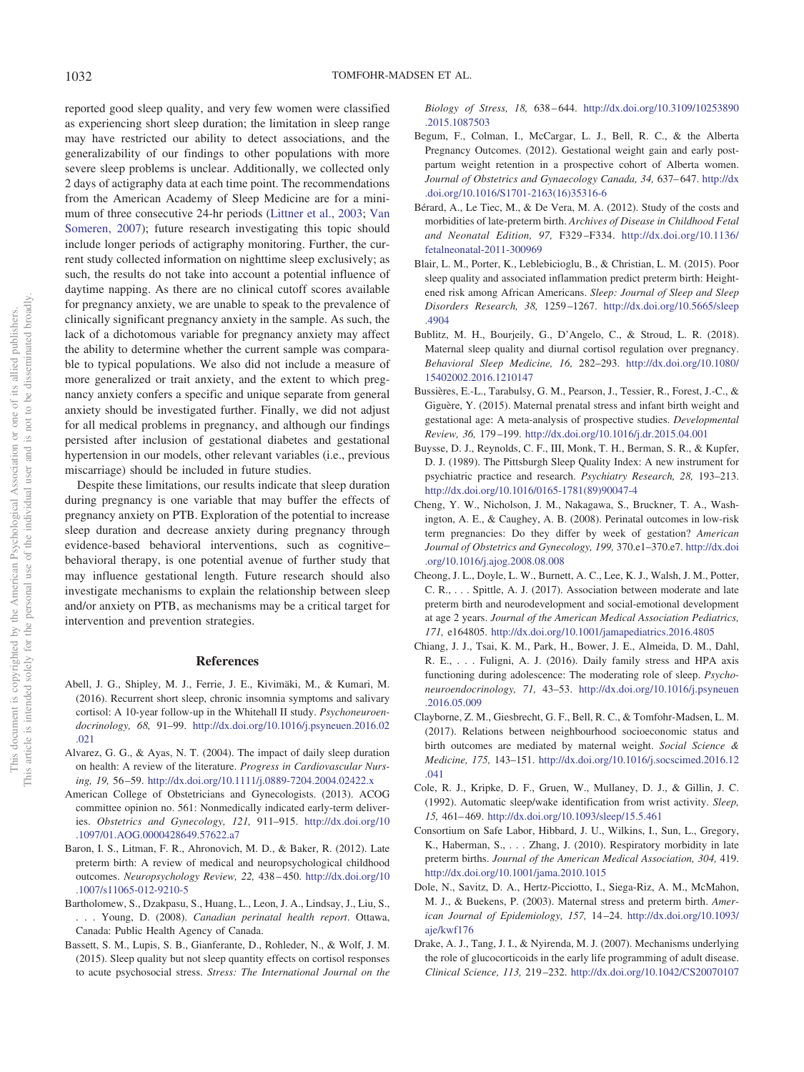reported good sleep quality, and very few women were classified as experiencing short sleep duration; the limitation in sleep range may have restricted our ability to detect associations, and the generalizability of our findings to other populations with more severe sleep problems is unclear. Additionally, we collected only 2 days of actigraphy data at each time point. The recommendations from the American Academy of Sleep Medicine are for a minimum of three consecutive 24-hr periods (Littner et al., 2003; Van Someren, 2007); future research investigating this topic should include longer periods of actigraphy monitoring. Further, the current study collected information on nighttime sleep exclusively; as such, the results do not take into account a potential influence of daytime napping. As there are no clinical cutoff scores available for pregnancy anxiety, we are unable to speak to the prevalence of clinically significant pregnancy anxiety in the sample. As such, the lack of a dichotomous variable for pregnancy anxiety may affect the ability to determine whether the current sample was comparable to typical populations. We also did not include a measure of more generalized or trait anxiety, and the extent to which pregnancy anxiety confers a specific and unique separate from general anxiety should be investigated further. Finally, we did not adjust for all medical problems in pregnancy, and although our findings persisted after inclusion of gestational diabetes and gestational hypertension in our models, other relevant variables (i.e., previous miscarriage) should be included in future studies.

Despite these limitations, our results indicate that sleep duration during pregnancy is one variable that may buffer the effects of pregnancy anxiety on PTB. Exploration of the potential to increase sleep duration and decrease anxiety during pregnancy through evidence-based behavioral interventions, such as cognitive–behavioral therapy, is one potential avenue of further study that may influence gestational length. Future research should also investigate mechanisms to explain the relationship between sleep and/or anxiety on PTB, as mechanisms may be a critical target for intervention and prevention strategies.

## References

Abell, J. G., Shipley, M. J., Ferrie, J. E., Kivimäki, M., & Kumari, M. (2016). Recurrent short sleep, chronic insomnia symptoms and salivary cortisol: A 10-year follow-up in the Whitehall II study. *Psychoneuroendocrinology, 68,* 91–99. http://dx.doi.org/10.1016/j.psyneuen.2016.02.021

Alvarez, G. G., & Ayas, N. T. (2004). The impact of daily sleep duration on health: A review of the literature. *Progress in Cardiovascular Nursing, 19,* 56–59. http://dx.doi.org/10.1111/j.0889-7204.2004.02422.x

American College of Obstetricians and Gynecologists. (2013). ACOG committee opinion no. 561: Nonmedically indicated early-term deliveries. *Obstetrics and Gynecology, 121,* 911–915. http://dx.doi.org/10.1097/01.AOG.0000428649.57622.a7

Baron, I. S., Litman, F. R., Ahronovich, M. D., & Baker, R. (2012). Late preterm birth: A review of medical and neuropsychological childhood outcomes. *Neuropsychology Review, 22,* 438–450. http://dx.doi.org/10.1007/s11065-012-9210-5

Bartholomew, S., Dzakpasu, S., Huang, L., Leon, J. A., Lindsay, J., Liu, S., . . . Young, D. (2008). *Canadian perinatal health report*. Ottawa, Canada: Public Health Agency of Canada.

Bassett, S. M., Lupis, S. B., Gianferante, D., Rohleder, N., & Wolf, J. M. (2015). Sleep quality but not sleep quantity effects on cortisol responses to acute psychosocial stress. *Stress: The International Journal on the Biology of Stress, 18,* 638–644. http://dx.doi.org/10.3109/10253890.2015.1087503

Begum, F., Colman, I., McCargar, L. J., Bell, R. C., & the Alberta Pregnancy Outcomes. (2012). Gestational weight gain and early postpartum weight retention in a prospective cohort of Alberta women. *Journal of Obstetrics and Gynaecology Canada, 34,* 637–647. http://dx.doi.org/10.1016/S1701-2163(16)35316-6

Bérard, A., Le Tiec, M., & De Vera, M. A. (2012). Study of the costs and morbidities of late-preterm birth. *Archives of Disease in Childhood Fetal and Neonatal Edition, 97,* F329–F334. http://dx.doi.org/10.1136/fetalneonatal-2011-300969

Blair, L. M., Porter, K., Leblebicioglu, B., & Christian, L. M. (2015). Poor sleep quality and associated inflammation predict preterm birth: Heightened risk among African Americans. *Sleep: Journal of Sleep and Sleep Disorders Research, 38,* 1259–1267. http://dx.doi.org/10.5665/sleep.4904

Bublitz, M. H., Bourjeily, G., D'Angelo, C., & Stroud, L. R. (2018). Maternal sleep quality and diurnal cortisol regulation over pregnancy. *Behavioral Sleep Medicine, 16,* 282–293. http://dx.doi.org/10.1080/15402002.2016.1210147

Bussières, E.-L., Tarabulsy, G. M., Pearson, J., Tessier, R., Forest, J.-C., & Giguère, Y. (2015). Maternal prenatal stress and infant birth weight and gestational age: A meta-analysis of prospective studies. *Developmental Review, 36,* 179–199. http://dx.doi.org/10.1016/j.dr.2015.04.001

Buysse, D. J., Reynolds, C. F., III, Monk, T. H., Berman, S. R., & Kupfer, D. J. (1989). The Pittsburgh Sleep Quality Index: A new instrument for psychiatric practice and research. *Psychiatry Research, 28,* 193–213. http://dx.doi.org/10.1016/0165-1781(89)90047-4

Cheng, Y. W., Nicholson, J. M., Nakagawa, S., Bruckner, T. A., Washington, A. E., & Caughey, A. B. (2008). Perinatal outcomes in low-risk term pregnancies: Do they differ by week of gestation? *American Journal of Obstetrics and Gynecology, 199,* 370.e1–370.e7. http://dx.doi.org/10.1016/j.ajog.2008.08.008

Cheong, J. L., Doyle, L. W., Burnett, A. C., Lee, K. J., Walsh, J. M., Potter, C. R., . . . Spittle, A. J. (2017). Association between moderate and late preterm birth and neurodevelopment and social-emotional development at age 2 years. *Journal of the American Medical Association Pediatrics, 171,* e164805. http://dx.doi.org/10.1001/jamapediatrics.2016.4805

Chiang, J. J., Tsai, K. M., Park, H., Bower, J. E., Almeida, D. M., Dahl, R. E., . . . Fuligni, A. J. (2016). Daily family stress and HPA axis functioning during adolescence: The moderating role of sleep. *Psychoneuroendocrinology, 71,* 43–53. http://dx.doi.org/10.1016/j.psyneuen.2016.05.009

Clayborne, Z. M., Giesbrecht, G. F., Bell, R. C., & Tomfohr-Madsen, L. M. (2017). Relations between neighbourhood socioeconomic status and birth outcomes are mediated by maternal weight. *Social Science & Medicine, 175,* 143–151. http://dx.doi.org/10.1016/j.socscimed.2016.12.041

Cole, R. J., Kripke, D. F., Gruen, W., Mullaney, D. J., & Gillin, J. C. (1992). Automatic sleep/wake identification from wrist activity. *Sleep, 15,* 461–469. http://dx.doi.org/10.1093/sleep/15.5.461

Consortium on Safe Labor, Hibbard, J. U., Wilkins, I., Sun, L., Gregory, K., Haberman, S., . . . Zhang, J. (2010). Respiratory morbidity in late preterm births. *Journal of the American Medical Association, 304,* 419. http://dx.doi.org/10.1001/jama.2010.1015

Dole, N., Savitz, D. A., Hertz-Picciotto, I., Siega-Riz, A. M., McMahon, M. J., & Buekens, P. (2003). Maternal stress and preterm birth. *American Journal of Epidemiology, 157,* 14–24. http://dx.doi.org/10.1093/aje/kwf176

Drake, A. J., Tang, J. I., & Nyirenda, M. J. (2007). Mechanisms underlying the role of glucocorticoids in the early life programming of adult disease. *Clinical Science, 113,* 219–232. http://dx.doi.org/10.1042/CS20070107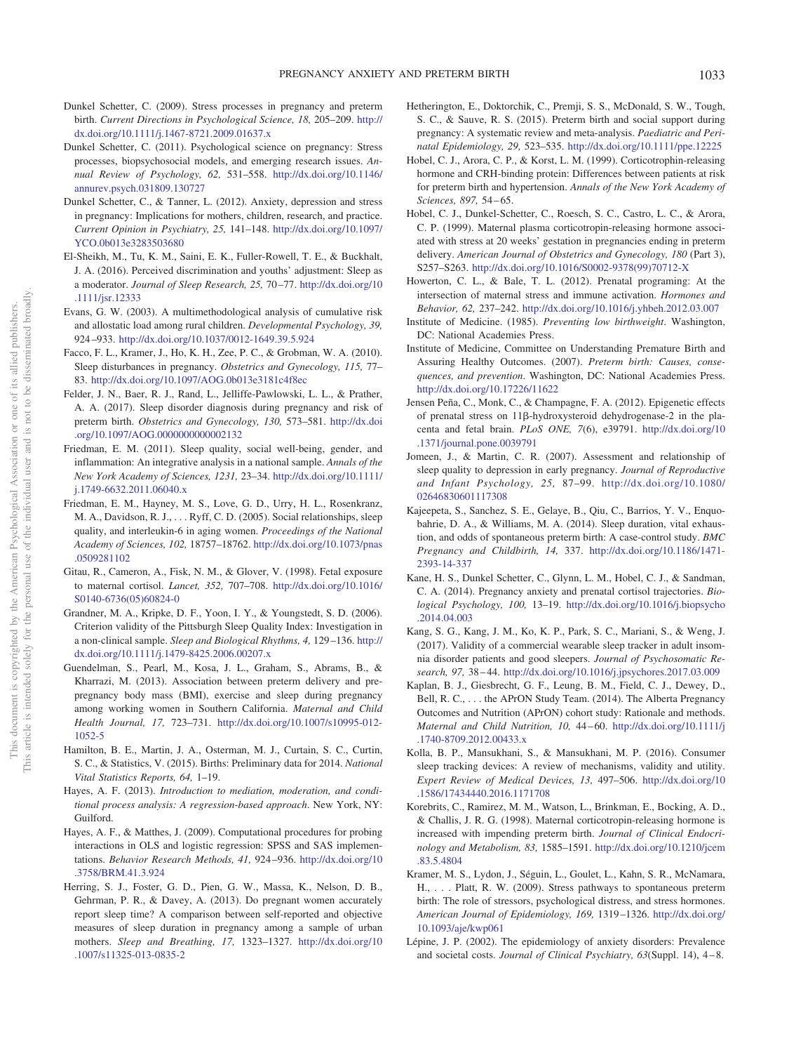Dunkel Schetter, C. (2009). Stress processes in pregnancy and preterm birth. *Current Directions in Psychological Science, 18,* 205–209. http://dx.doi.org/10.1111/j.1467-8721.2009.01637.x

Dunkel Schetter, C. (2011). Psychological science on pregnancy: Stress processes, biopsychosocial models, and emerging research issues. *Annual Review of Psychology, 62,* 531–558. http://dx.doi.org/10.1146/annurev.psych.031809.130727

Dunkel Schetter, C., & Tanner, L. (2012). Anxiety, depression and stress in pregnancy: Implications for mothers, children, research, and practice. *Current Opinion in Psychiatry, 25,* 141–148. http://dx.doi.org/10.1097/YCO.0b013e3283503680

El-Sheikh, M., Tu, K. M., Saini, E. K., Fuller-Rowell, T. E., & Buckhalt, J. A. (2016). Perceived discrimination and youths' adjustment: Sleep as a moderator. *Journal of Sleep Research, 25,* 70–77. http://dx.doi.org/10.1111/jsr.12333

Evans, G. W. (2003). A multimethodological analysis of cumulative risk and allostatic load among rural children. *Developmental Psychology, 39,* 924–933. http://dx.doi.org/10.1037/0012-1649.39.5.924

Facco, F. L., Kramer, J., Ho, K. H., Zee, P. C., & Grobman, W. A. (2010). Sleep disturbances in pregnancy. *Obstetrics and Gynecology, 115,* 77–83. http://dx.doi.org/10.1097/AOG.0b013e3181c4f8ec

Felder, J. N., Baer, R. J., Rand, L., Jelliffe-Pawlowski, L. L., & Prather, A. A. (2017). Sleep disorder diagnosis during pregnancy and risk of preterm birth. *Obstetrics and Gynecology, 130,* 573–581. http://dx.doi.org/10.1097/AOG.0000000000002132

Friedman, E. M. (2011). Sleep quality, social well-being, gender, and inflammation: An integrative analysis in a national sample. *Annals of the New York Academy of Sciences, 1231,* 23–34. http://dx.doi.org/10.1111/j.1749-6632.2011.06040.x

Friedman, E. M., Hayney, M. S., Love, G. D., Urry, H. L., Rosenkranz, M. A., Davidson, R. J., . . . Ryff, C. D. (2005). Social relationships, sleep quality, and interleukin-6 in aging women. *Proceedings of the National Academy of Sciences, 102,* 18757–18762. http://dx.doi.org/10.1073/pnas.0509281102

Gitau, R., Cameron, A., Fisk, N. M., & Glover, V. (1998). Fetal exposure to maternal cortisol. *Lancet, 352,* 707–708. http://dx.doi.org/10.1016/S0140-6736(05)60824-0

Grandner, M. A., Kripke, D. F., Yoon, I. Y., & Youngstedt, S. D. (2006). Criterion validity of the Pittsburgh Sleep Quality Index: Investigation in a non-clinical sample. *Sleep and Biological Rhythms, 4,* 129–136. http://dx.doi.org/10.1111/j.1479-8425.2006.00207.x

Guendelman, S., Pearl, M., Kosa, J. L., Graham, S., Abrams, B., & Kharrazi, M. (2013). Association between preterm delivery and prepregnancy body mass (BMI), exercise and sleep during pregnancy among working women in Southern California. *Maternal and Child Health Journal, 17,* 723–731. http://dx.doi.org/10.1007/s10995-012-1052-5

Hamilton, B. E., Martin, J. A., Osterman, M. J., Curtain, S. C., Curtin, S. C., & Statistics, V. (2015). Births: Preliminary data for 2014. *National Vital Statistics Reports, 64,* 1–19.

Hayes, A. F. (2013). *Introduction to mediation, moderation, and conditional process analysis: A regression-based approach*. New York, NY: Guilford.

Hayes, A. F., & Matthes, J. (2009). Computational procedures for probing interactions in OLS and logistic regression: SPSS and SAS implementations. *Behavior Research Methods, 41,* 924–936. http://dx.doi.org/10.3758/BRM.41.3.924

Herring, S. J., Foster, G. D., Pien, G. W., Massa, K., Nelson, D. B., Gehrman, P. R., & Davey, A. (2013). Do pregnant women accurately report sleep time? A comparison between self-reported and objective measures of sleep duration in pregnancy among a sample of urban mothers. *Sleep and Breathing, 17,* 1323–1327. http://dx.doi.org/10.1007/s11325-013-0835-2

Hetherington, E., Doktorchik, C., Premji, S. S., McDonald, S. W., Tough, S. C., & Sauve, R. S. (2015). Preterm birth and social support during pregnancy: A systematic review and meta-analysis. *Paediatric and Perinatal Epidemiology, 29,* 523–535. http://dx.doi.org/10.1111/ppe.12225

Hobel, C. J., Arora, C. P., & Korst, L. M. (1999). Corticotrophin-releasing hormone and CRH-binding protein: Differences between patients at risk for preterm birth and hypertension. *Annals of the New York Academy of Sciences, 897,* 54–65.

Hobel, C. J., Dunkel-Schetter, C., Roesch, S. C., Castro, L. C., & Arora, C. P. (1999). Maternal plasma corticotropin-releasing hormone associated with stress at 20 weeks' gestation in pregnancies ending in preterm delivery. *American Journal of Obstetrics and Gynecology, 180* (Part 3), S257–S263. http://dx.doi.org/10.1016/S0002-9378(99)70712-X

Howerton, C. L., & Bale, T. L. (2012). Prenatal programing: At the intersection of maternal stress and immune activation. *Hormones and Behavior, 62,* 237–242. http://dx.doi.org/10.1016/j.yhbeh.2012.03.007

Institute of Medicine. (1985). *Preventing low birthweight*. Washington, DC: National Academies Press.

Institute of Medicine, Committee on Understanding Premature Birth and Assuring Healthy Outcomes. (2007). *Preterm birth: Causes, consequences, and prevention*. Washington, DC: National Academies Press. http://dx.doi.org/10.17226/11622

Jensen Peña, C., Monk, C., & Champagne, F. A. (2012). Epigenetic effects of prenatal stress on 11β-hydroxysteroid dehydrogenase-2 in the placenta and fetal brain. *PLoS ONE, 7*(6), e39791. http://dx.doi.org/10.1371/journal.pone.0039791

Jomeen, J., & Martin, C. R. (2007). Assessment and relationship of sleep quality to depression in early pregnancy. *Journal of Reproductive and Infant Psychology, 25,* 87–99. http://dx.doi.org/10.1080/02646830601117308

Kajeepeta, S., Sanchez, S. E., Gelaye, B., Qiu, C., Barrios, Y. V., Enquobahrie, D. A., & Williams, M. A. (2014). Sleep duration, vital exhaustion, and odds of spontaneous preterm birth: A case-control study. *BMC Pregnancy and Childbirth, 14,* 337. http://dx.doi.org/10.1186/1471-2393-14-337

Kane, H. S., Dunkel Schetter, C., Glynn, L. M., Hobel, C. J., & Sandman, C. A. (2014). Pregnancy anxiety and prenatal cortisol trajectories. *Biological Psychology, 100,* 13–19. http://dx.doi.org/10.1016/j.biopsycho.2014.04.003

Kang, S. G., Kang, J. M., Ko, K. P., Park, S. C., Mariani, S., & Weng, J. (2017). Validity of a commercial wearable sleep tracker in adult insomnia disorder patients and good sleepers. *Journal of Psychosomatic Research, 97,* 38–44. http://dx.doi.org/10.1016/j.jpsychores.2017.03.009

Kaplan, B. J., Giesbrecht, G. F., Leung, B. M., Field, C. J., Dewey, D., Bell, R. C., . . . the APrON Study Team. (2014). The Alberta Pregnancy Outcomes and Nutrition (APrON) cohort study: Rationale and methods. *Maternal and Child Nutrition, 10,* 44–60. http://dx.doi.org/10.1111/j.1740-8709.2012.00433.x

Kolla, B. P., Mansukhani, S., & Mansukhani, M. P. (2016). Consumer sleep tracking devices: A review of mechanisms, validity and utility. *Expert Review of Medical Devices, 13,* 497–506. http://dx.doi.org/10.1586/17434440.2016.1171708

Korebrits, C., Ramirez, M. M., Watson, L., Brinkman, E., Bocking, A. D., & Challis, J. R. G. (1998). Maternal corticotropin-releasing hormone is increased with impending preterm birth. *Journal of Clinical Endocrinology and Metabolism, 83,* 1585–1591. http://dx.doi.org/10.1210/jcem.83.5.4804

Kramer, M. S., Lydon, J., Séguin, L., Goulet, L., Kahn, S. R., McNamara, H., . . . Platt, R. W. (2009). Stress pathways to spontaneous preterm birth: The role of stressors, psychological distress, and stress hormones. *American Journal of Epidemiology, 169,* 1319–1326. http://dx.doi.org/10.1093/aje/kwp061

Lépine, J. P. (2002). The epidemiology of anxiety disorders: Prevalence and societal costs. *Journal of Clinical Psychiatry, 63*(Suppl. 14), 4–8.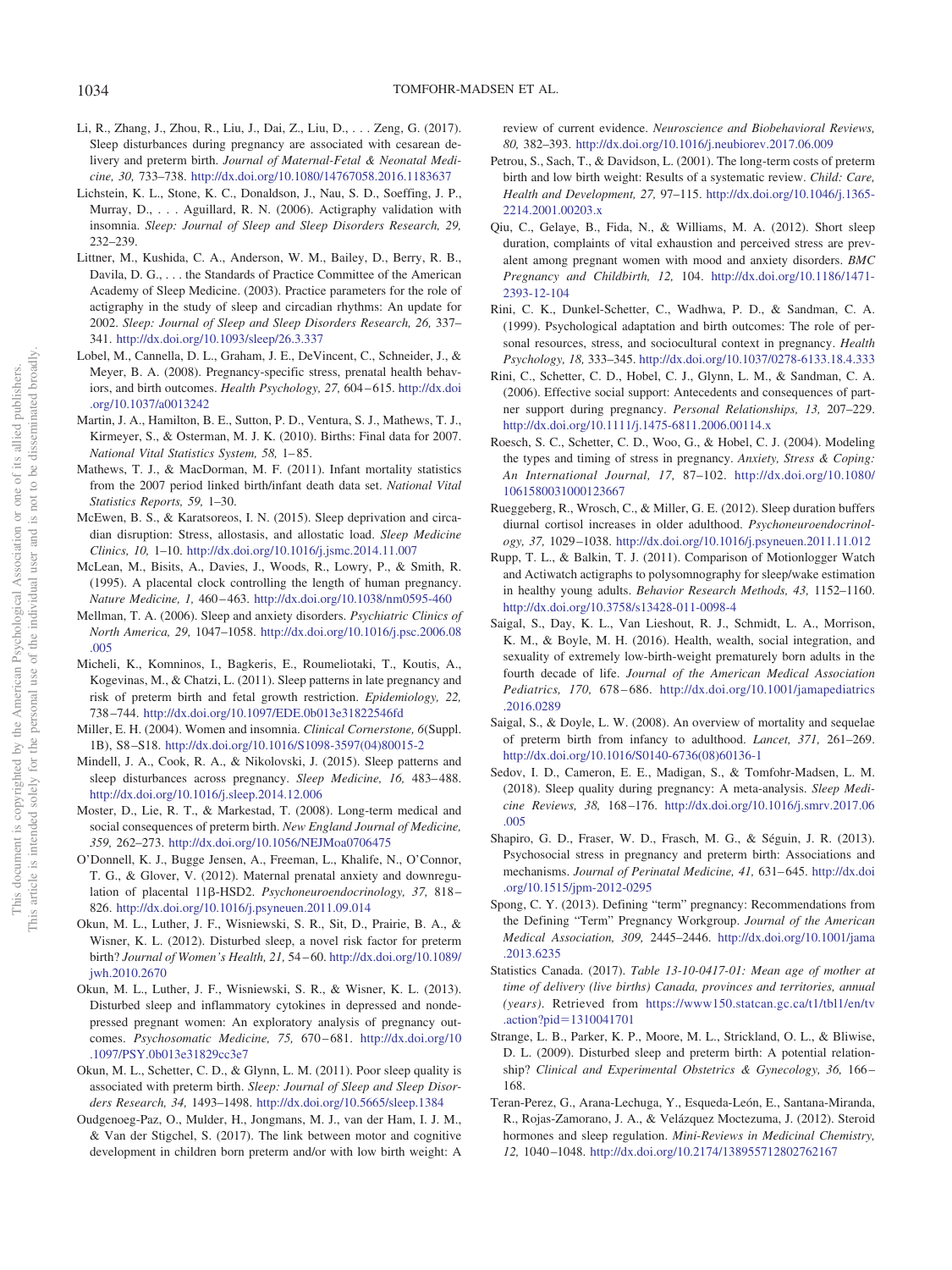Li, R., Zhang, J., Zhou, R., Liu, J., Dai, Z., Liu, D., . . . Zeng, G. (2017). Sleep disturbances during pregnancy are associated with cesarean delivery and preterm birth. *Journal of Maternal-Fetal & Neonatal Medicine, 30,* 733–738. http://dx.doi.org/10.1080/14767058.2016.1183637

Lichstein, K. L., Stone, K. C., Donaldson, J., Nau, S. D., Soeffing, J. P., Murray, D., . . . Aguillard, R. N. (2006). Actigraphy validation with insomnia. *Sleep: Journal of Sleep and Sleep Disorders Research, 29,* 232–239.

Littner, M., Kushida, C. A., Anderson, W. M., Bailey, D., Berry, R. B., Davila, D. G., . . . the Standards of Practice Committee of the American Academy of Sleep Medicine. (2003). Practice parameters for the role of actigraphy in the study of sleep and circadian rhythms: An update for 2002. *Sleep: Journal of Sleep and Sleep Disorders Research, 26,* 337–341. http://dx.doi.org/10.1093/sleep/26.3.337

Lobel, M., Cannella, D. L., Graham, J. E., DeVincent, C., Schneider, J., & Meyer, B. A. (2008). Pregnancy-specific stress, prenatal health behaviors, and birth outcomes. *Health Psychology, 27,* 604–615. http://dx.doi.org/10.1037/a0013242

Martin, J. A., Hamilton, B. E., Sutton, P. D., Ventura, S. J., Mathews, T. J., Kirmeyer, S., & Osterman, M. J. K. (2010). Births: Final data for 2007. *National Vital Statistics System, 58,* 1–85.

Mathews, T. J., & MacDorman, M. F. (2011). Infant mortality statistics from the 2007 period linked birth/infant death data set. *National Vital Statistics Reports, 59,* 1–30.

McEwen, B. S., & Karatsoreos, I. N. (2015). Sleep deprivation and circadian disruption: Stress, allostasis, and allostatic load. *Sleep Medicine Clinics, 10,* 1–10. http://dx.doi.org/10.1016/j.jsmc.2014.11.007

McLean, M., Bisits, A., Davies, J., Woods, R., Lowry, P., & Smith, R. (1995). A placental clock controlling the length of human pregnancy. *Nature Medicine, 1,* 460–463. http://dx.doi.org/10.1038/nm0595-460

Mellman, T. A. (2006). Sleep and anxiety disorders. *Psychiatric Clinics of North America, 29,* 1047–1058. http://dx.doi.org/10.1016/j.psc.2006.08.005

Micheli, K., Komninos, I., Bagkeris, E., Roumeliotaki, T., Koutis, A., Kogevinas, M., & Chatzi, L. (2011). Sleep patterns in late pregnancy and risk of preterm birth and fetal growth restriction. *Epidemiology, 22,* 738–744. http://dx.doi.org/10.1097/EDE.0b013e31822546fd

Miller, E. H. (2004). Women and insomnia. *Clinical Cornerstone, 6*(Suppl. 1B), S8–S18. http://dx.doi.org/10.1016/S1098-3597(04)80015-2

Mindell, J. A., Cook, R. A., & Nikolovski, J. (2015). Sleep patterns and sleep disturbances across pregnancy. *Sleep Medicine, 16,* 483–488. http://dx.doi.org/10.1016/j.sleep.2014.12.006

Moster, D., Lie, R. T., & Markestad, T. (2008). Long-term medical and social consequences of preterm birth. *New England Journal of Medicine, 359,* 262–273. http://dx.doi.org/10.1056/NEJMoa0706475

O'Donnell, K. J., Bugge Jensen, A., Freeman, L., Khalife, N., O'Connor, T. G., & Glover, V. (2012). Maternal prenatal anxiety and downregulation of placental 11β-HSD2. *Psychoneuroendocrinology, 37,* 818–826. http://dx.doi.org/10.1016/j.psyneuen.2011.09.014

Okun, M. L., Luther, J. F., Wisniewski, S. R., Sit, D., Prairie, B. A., & Wisner, K. L. (2012). Disturbed sleep, a novel risk factor for preterm birth? *Journal of Women's Health, 21,* 54–60. http://dx.doi.org/10.1089/jwh.2010.2670

Okun, M. L., Luther, J. F., Wisniewski, S. R., & Wisner, K. L. (2013). Disturbed sleep and inflammatory cytokines in depressed and nondepressed pregnant women: An exploratory analysis of pregnancy outcomes. *Psychosomatic Medicine, 75,* 670–681. http://dx.doi.org/10.1097/PSY.0b013e31829cc3e7

Okun, M. L., Schetter, C. D., & Glynn, L. M. (2011). Poor sleep quality is associated with preterm birth. *Sleep: Journal of Sleep and Sleep Disorders Research, 34,* 1493–1498. http://dx.doi.org/10.5665/sleep.1384

Oudgenoeg-Paz, O., Mulder, H., Jongmans, M. J., van der Ham, I. J. M., & Van der Stigchel, S. (2017). The link between motor and cognitive development in children born preterm and/or with low birth weight: A review of current evidence. *Neuroscience and Biobehavioral Reviews, 80,* 382–393. http://dx.doi.org/10.1016/j.neubiorev.2017.06.009

Petrou, S., Sach, T., & Davidson, L. (2001). The long-term costs of preterm birth and low birth weight: Results of a systematic review. *Child: Care, Health and Development, 27,* 97–115. http://dx.doi.org/10.1046/j.1365-2214.2001.00203.x

Qiu, C., Gelaye, B., Fida, N., & Williams, M. A. (2012). Short sleep duration, complaints of vital exhaustion and perceived stress are prevalent among pregnant women with mood and anxiety disorders. *BMC Pregnancy and Childbirth, 12,* 104. http://dx.doi.org/10.1186/1471-2393-12-104

Rini, C. K., Dunkel-Schetter, C., Wadhwa, P. D., & Sandman, C. A. (1999). Psychological adaptation and birth outcomes: The role of personal resources, stress, and sociocultural context in pregnancy. *Health Psychology, 18,* 333–345. http://dx.doi.org/10.1037/0278-6133.18.4.333

Rini, C., Schetter, C. D., Hobel, C. J., Glynn, L. M., & Sandman, C. A. (2006). Effective social support: Antecedents and consequences of partner support during pregnancy. *Personal Relationships, 13,* 207–229. http://dx.doi.org/10.1111/j.1475-6811.2006.00114.x

Roesch, S. C., Schetter, C. D., Woo, G., & Hobel, C. J. (2004). Modeling the types and timing of stress in pregnancy. *Anxiety, Stress & Coping: An International Journal, 17,* 87–102. http://dx.doi.org/10.1080/1061580031000123667

Rueggeberg, R., Wrosch, C., & Miller, G. E. (2012). Sleep duration buffers diurnal cortisol increases in older adulthood. *Psychoneuroendocrinology, 37,* 1029–1038. http://dx.doi.org/10.1016/j.psyneuen.2011.11.012

Rupp, T. L., & Balkin, T. J. (2011). Comparison of Motionlogger Watch and Actiwatch actigraphs to polysomnography for sleep/wake estimation in healthy young adults. *Behavior Research Methods, 43,* 1152–1160. http://dx.doi.org/10.3758/s13428-011-0098-4

Saigal, S., Day, K. L., Van Lieshout, R. J., Schmidt, L. A., Morrison, K. M., & Boyle, M. H. (2016). Health, wealth, social integration, and sexuality of extremely low-birth-weight prematurely born adults in the fourth decade of life. *Journal of the American Medical Association Pediatrics, 170,* 678–686. http://dx.doi.org/10.1001/jamapediatrics.2016.0289

Saigal, S., & Doyle, L. W. (2008). An overview of mortality and sequelae of preterm birth from infancy to adulthood. *Lancet, 371,* 261–269. http://dx.doi.org/10.1016/S0140-6736(08)60136-1

Sedov, I. D., Cameron, E. E., Madigan, S., & Tomfohr-Madsen, L. M. (2018). Sleep quality during pregnancy: A meta-analysis. *Sleep Medicine Reviews, 38,* 168–176. http://dx.doi.org/10.1016/j.smrv.2017.06.005

Shapiro, G. D., Fraser, W. D., Frasch, M. G., & Séguin, J. R. (2013). Psychosocial stress in pregnancy and preterm birth: Associations and mechanisms. *Journal of Perinatal Medicine, 41,* 631–645. http://dx.doi.org/10.1515/jpm-2012-0295

Spong, C. Y. (2013). Defining "term" pregnancy: Recommendations from the Defining "Term" Pregnancy Workgroup. *Journal of the American Medical Association, 309,* 2445–2446. http://dx.doi.org/10.1001/jama.2013.6235

Statistics Canada. (2017). *Table 13-10-0417-01: Mean age of mother at time of delivery (live births) Canada, provinces and territories, annual (years).* Retrieved from https://www150.statcan.gc.ca/t1/tbl1/en/tv.action?pid=1310041701

Strange, L. B., Parker, K. P., Moore, M. L., Strickland, O. L., & Bliwise, D. L. (2009). Disturbed sleep and preterm birth: A potential relationship? *Clinical and Experimental Obstetrics & Gynecology, 36,* 166–168.

Teran-Perez, G., Arana-Lechuga, Y., Esqueda-León, E., Santana-Miranda, R., Rojas-Zamorano, J. A., & Velázquez Moctezuma, J. (2012). Steroid hormones and sleep regulation. *Mini-Reviews in Medicinal Chemistry, 12,* 1040–1048. http://dx.doi.org/10.2174/138955712802762167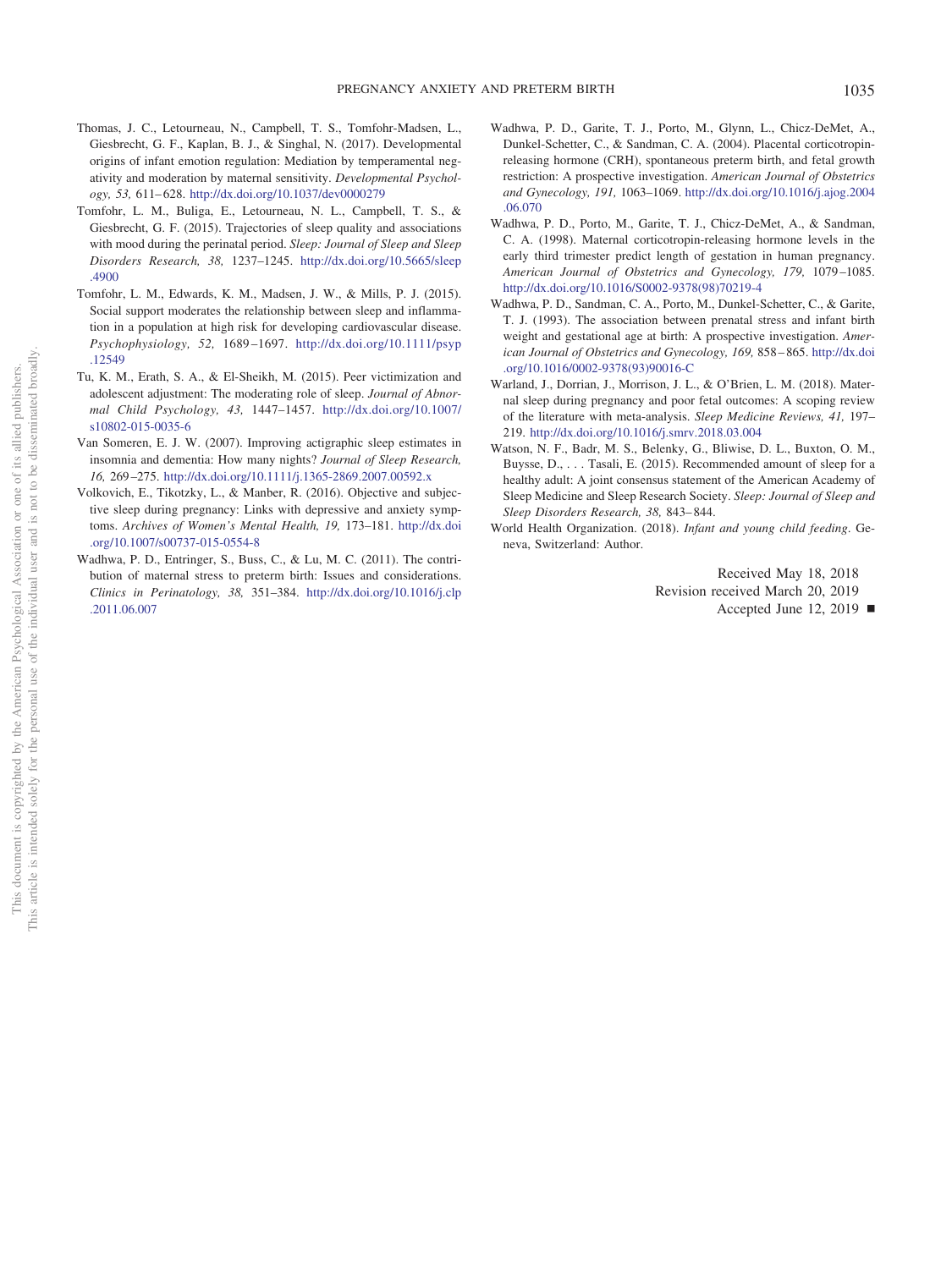Thomas, J. C., Letourneau, N., Campbell, T. S., Tomfohr-Madsen, L., Giesbrecht, G. F., Kaplan, B. J., & Singhal, N. (2017). Developmental origins of infant emotion regulation: Mediation by temperamental negativity and moderation by maternal sensitivity. *Developmental Psychology, 53,* 611–628. http://dx.doi.org/10.1037/dev0000279

Tomfohr, L. M., Buliga, E., Letourneau, N. L., Campbell, T. S., & Giesbrecht, G. F. (2015). Trajectories of sleep quality and associations with mood during the perinatal period. *Sleep: Journal of Sleep and Sleep Disorders Research, 38,* 1237–1245. http://dx.doi.org/10.5665/sleep.4900

Tomfohr, L. M., Edwards, K. M., Madsen, J. W., & Mills, P. J. (2015). Social support moderates the relationship between sleep and inflammation in a population at high risk for developing cardiovascular disease. *Psychophysiology, 52,* 1689–1697. http://dx.doi.org/10.1111/psyp.12549

Tu, K. M., Erath, S. A., & El-Sheikh, M. (2015). Peer victimization and adolescent adjustment: The moderating role of sleep. *Journal of Abnormal Child Psychology, 43,* 1447–1457. http://dx.doi.org/10.1007/s10802-015-0035-6

Van Someren, E. J. W. (2007). Improving actigraphic sleep estimates in insomnia and dementia: How many nights? *Journal of Sleep Research, 16,* 269–275. http://dx.doi.org/10.1111/j.1365-2869.2007.00592.x

Volkovich, E., Tikotzky, L., & Manber, R. (2016). Objective and subjective sleep during pregnancy: Links with depressive and anxiety symptoms. *Archives of Women's Mental Health, 19,* 173–181. http://dx.doi.org/10.1007/s00737-015-0554-8

Wadhwa, P. D., Entringer, S., Buss, C., & Lu, M. C. (2011). The contribution of maternal stress to preterm birth: Issues and considerations. *Clinics in Perinatology, 38,* 351–384. http://dx.doi.org/10.1016/j.clp.2011.06.007

Wadhwa, P. D., Garite, T. J., Porto, M., Glynn, L., Chicz-DeMet, A., Dunkel-Schetter, C., & Sandman, C. A. (2004). Placental corticotropin-releasing hormone (CRH), spontaneous preterm birth, and fetal growth restriction: A prospective investigation. *American Journal of Obstetrics and Gynecology, 191,* 1063–1069. http://dx.doi.org/10.1016/j.ajog.2004.06.070

Wadhwa, P. D., Porto, M., Garite, T. J., Chicz-DeMet, A., & Sandman, C. A. (1998). Maternal corticotropin-releasing hormone levels in the early third trimester predict length of gestation in human pregnancy. *American Journal of Obstetrics and Gynecology, 179,* 1079–1085. http://dx.doi.org/10.1016/S0002-9378(98)70219-4

Wadhwa, P. D., Sandman, C. A., Porto, M., Dunkel-Schetter, C., & Garite, T. J. (1993). The association between prenatal stress and infant birth weight and gestational age at birth: A prospective investigation. *American Journal of Obstetrics and Gynecology, 169,* 858–865. http://dx.doi.org/10.1016/0002-9378(93)90016-C

Warland, J., Dorrian, J., Morrison, J. L., & O'Brien, L. M. (2018). Maternal sleep during pregnancy and poor fetal outcomes: A scoping review of the literature with meta-analysis. *Sleep Medicine Reviews, 41,* 197–219. http://dx.doi.org/10.1016/j.smrv.2018.03.004

Watson, N. F., Badr, M. S., Belenky, G., Bliwise, D. L., Buxton, O. M., Buysse, D., . . . Tasali, E. (2015). Recommended amount of sleep for a healthy adult: A joint consensus statement of the American Academy of Sleep Medicine and Sleep Research Society. *Sleep: Journal of Sleep and Sleep Disorders Research, 38,* 843–844.

World Health Organization. (2018). *Infant and young child feeding*. Geneva, Switzerland: Author.

Received May 18, 2018
Revision received March 20, 2019
Accepted June 12, 2019 ■